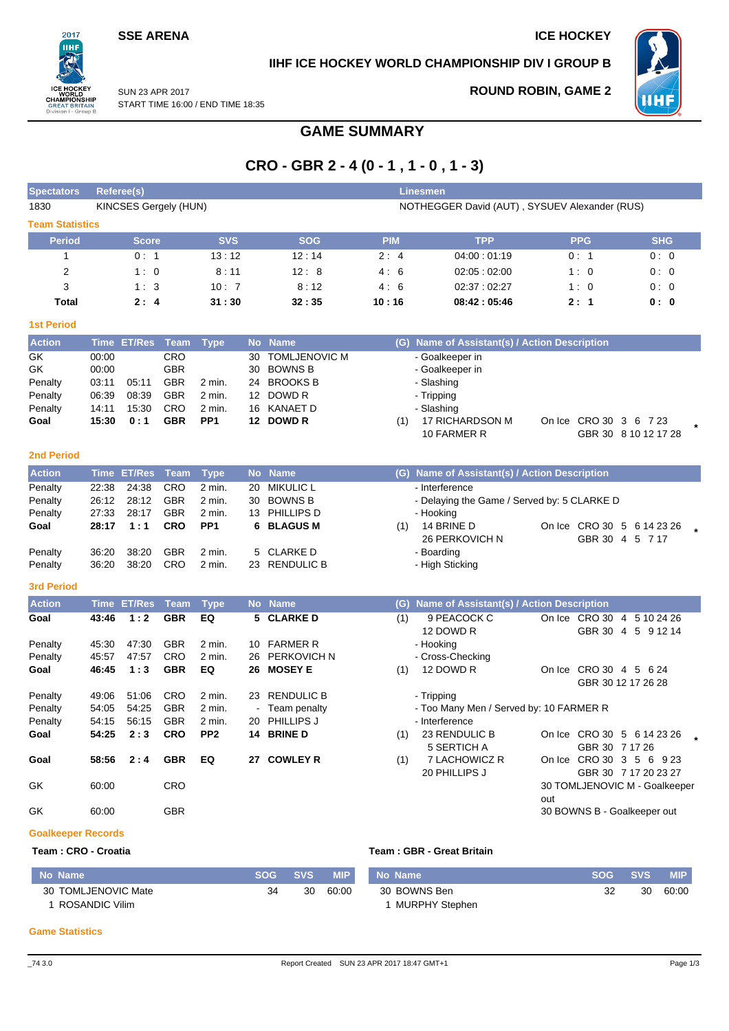**SSE ARENA** **ICE HOCKEY**

**IIHF ICE HOCKEY WORLD CHAMPIONSHIP DIV I GROUP B**

SUN 23 APR 2017
START TIME 16:00 / END TIME 18:35

**ROUND ROBIN, GAME 2**

# GAME SUMMARY

## CRO - GBR 2 - 4 (0 - 1 , 1 - 0 , 1 - 3)

| Spectators | Referee(s) | Linesmen |
|---|---|---|
| 1830 | KINCSES Gergely (HUN) | NOTHEGGER David (AUT) , SYSUEV Alexander (RUS) |

### Team Statistics

| Period | Score | SVS | SOG | PIM | TPP | PPG | SHG |
|---|---|---|---|---|---|---|---|
| 1 | 0 : 1 | 13 : 12 | 12 : 14 | 2 : 4 | 04:00 : 01:19 | 0 : 1 | 0 : 0 |
| 2 | 1 : 0 | 8 : 11 | 12 : 8 | 4 : 6 | 02:05 : 02:00 | 1 : 0 | 0 : 0 |
| 3 | 1 : 3 | 10 : 7 | 8 : 12 | 4 : 6 | 02:37 : 02:27 | 1 : 0 | 0 : 0 |
| **Total** | **2 : 4** | **31 : 30** | **32 : 35** | **10 : 16** | **08:42 : 05:46** | **2 : 1** | **0 : 0** |

### 1st Period

| Action | Time | ET/Res | Team | Type | No | Name | (G) | Name of Assistant(s) / Action Description | On Ice |
|---|---|---|---|---|---|---|---|---|---|
| GK | 00:00 | | CRO | | 30 | TOMLJENOVIC M | | - Goalkeeper in | |
| GK | 00:00 | | GBR | | 30 | BOWNS B | | - Goalkeeper in | |
| Penalty | 03:11 | 05:11 | GBR | 2 min. | 24 | BROOKS B | | - Slashing | |
| Penalty | 06:39 | 08:39 | GBR | 2 min. | 12 | DOWD R | | - Tripping | |
| Penalty | 14:11 | 15:30 | CRO | 2 min. | 16 | KANAET D | | - Slashing | |
| **Goal** | **15:30** | **0 : 1** | **GBR** | **PP1** | **12** | **DOWD R** | (1) | 17 RICHARDSON M<br>10 FARMER R | On Ice CRO 30 3 6 7 23<br>GBR 30 8 10 12 17 28 * |

### 2nd Period

| Action | Time | ET/Res | Team | Type | No | Name | (G) | Name of Assistant(s) / Action Description | On Ice |
|---|---|---|---|---|---|---|---|---|---|
| Penalty | 22:38 | 24:38 | CRO | 2 min. | 20 | MIKULIC L | | - Interference | |
| Penalty | 26:12 | 28:12 | GBR | 2 min. | 30 | BOWNS B | | - Delaying the Game / Served by: 5 CLARKE D | |
| Penalty | 27:33 | 28:17 | GBR | 2 min. | 13 | PHILLIPS D | | - Hooking | |
| **Goal** | **28:17** | **1 : 1** | **CRO** | **PP1** | **6** | **BLAGUS M** | (1) | 14 BRINE D<br>26 PERKOVICH N | On Ice CRO 30 5 6 14 23 26<br>GBR 30 4 5 7 17 * |
| Penalty | 36:20 | 38:20 | GBR | 2 min. | 5 | CLARKE D | | - Boarding | |
| Penalty | 36:20 | 38:20 | CRO | 2 min. | 23 | RENDULIC B | | - High Sticking | |

### 3rd Period

| Action | Time | ET/Res | Team | Type | No | Name | (G) | Name of Assistant(s) / Action Description | On Ice |
|---|---|---|---|---|---|---|---|---|---|
| **Goal** | **43:46** | **1 : 2** | **GBR** | **EQ** | **5** | **CLARKE D** | (1) | 9 PEACOCK C<br>12 DOWD R | On Ice CRO 30 4 5 10 24 26<br>GBR 30 4 5 9 12 14 |
| Penalty | 45:30 | 47:30 | GBR | 2 min. | 10 | FARMER R | | - Hooking | |
| Penalty | 45:57 | 47:57 | CRO | 2 min. | 26 | PERKOVICH N | | - Cross-Checking | |
| **Goal** | **46:45** | **1 : 3** | **GBR** | **EQ** | **26** | **MOSEY E** | (1) | 12 DOWD R | On Ice CRO 30 4 5 6 24<br>GBR 30 12 17 26 28 |
| Penalty | 49:06 | 51:06 | CRO | 2 min. | 23 | RENDULIC B | | - Tripping | |
| Penalty | 54:05 | 54:25 | GBR | 2 min. | - | Team penalty | | - Too Many Men / Served by: 10 FARMER R | |
| Penalty | 54:15 | 56:15 | GBR | 2 min. | 20 | PHILLIPS J | | - Interference | |
| **Goal** | **54:25** | **2 : 3** | **CRO** | **PP2** | **14** | **BRINE D** | (1) | 23 RENDULIC B<br>5 SERTICH A | On Ice CRO 30 5 6 14 23 26<br>GBR 30 7 17 26 * |
| **Goal** | **58:56** | **2 : 4** | **GBR** | **EQ** | **27** | **COWLEY R** | (1) | 7 LACHOWICZ R<br>20 PHILLIPS J | On Ice CRO 30 3 5 6 9 23<br>GBR 30 7 17 20 23 27 |
| GK | 60:00 | | CRO | | | | | | 30 TOMLJENOVIC M - Goalkeeper out |
| GK | 60:00 | | GBR | | | | | | 30 BOWNS B - Goalkeeper out |

### Goalkeeper Records

**Team : CRO - Croatia**

| No | Name | SOG | SVS | MIP |
|---|---|---|---|---|
| 30 | TOMLJENOVIC Mate | 34 | 30 | 60:00 |
| 1 | ROSANDIC Vilim | | | |

**Team : GBR - Great Britain**

| No | Name | SOG | SVS | MIP |
|---|---|---|---|---|
| 30 | BOWNS Ben | 32 | 30 | 60:00 |
| 1 | MURPHY Stephen | | | |

### Game Statistics

_74 3.0 Report Created SUN 23 APR 2017 18:47 GMT+1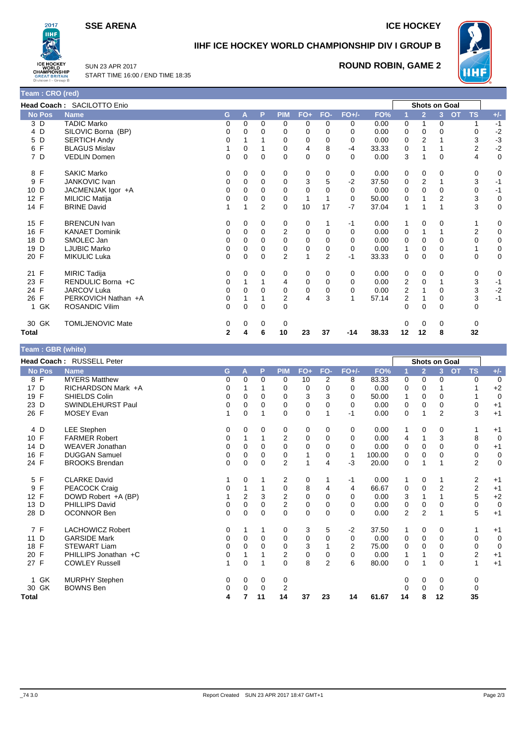**SSE ARENA** **ICE HOCKEY**

# IIHF ICE HOCKEY WORLD CHAMPIONSHIP DIV I GROUP B

SUN 23 APR 2017
START TIME 16:00 / END TIME 18:35

**ROUND ROBIN, GAME 2**

## Team : CRO (red)

**Head Coach :** SACILOTTO Enio

| No | Pos | Name | G | A | P | PIM | FO+ | FO- | FO+/- | FO% | Shots on Goal 1 | 2 | 3 | OT | TS | +/- |
|---|---|---|---|---|---|---|---|---|---|---|---|---|---|---|---|---|
| 3 | D | TADIC Marko | 0 | 0 | 0 | 0 | 0 | 0 | 0 | 0.00 | 0 | 1 | 0 | | 1 | -1 |
| 4 | D | SILOVIC Borna (BP) | 0 | 0 | 0 | 0 | 0 | 0 | 0 | 0.00 | 0 | 0 | 0 | | 0 | -2 |
| 5 | D | SERTICH Andy | 0 | 1 | 1 | 0 | 0 | 0 | 0 | 0.00 | 0 | 2 | 1 | | 3 | -3 |
| 6 | F | BLAGUS Mislav | 1 | 0 | 1 | 0 | 4 | 8 | -4 | 33.33 | 0 | 1 | 1 | | 2 | -2 |
| 7 | D | VEDLIN Domen | 0 | 0 | 0 | 0 | 0 | 0 | 0 | 0.00 | 3 | 1 | 0 | | 4 | 0 |
| 8 | F | SAKIC Marko | 0 | 0 | 0 | 0 | 0 | 0 | 0 | 0.00 | 0 | 0 | 0 | | 0 | 0 |
| 9 | F | JANKOVIC Ivan | 0 | 0 | 0 | 0 | 3 | 5 | -2 | 37.50 | 0 | 2 | 1 | | 3 | -1 |
| 10 | D | JACMENJAK Igor +A | 0 | 0 | 0 | 0 | 0 | 0 | 0 | 0.00 | 0 | 0 | 0 | | 0 | -1 |
| 12 | F | MILICIC Matija | 0 | 0 | 0 | 0 | 1 | 1 | 0 | 50.00 | 0 | 1 | 2 | | 3 | 0 |
| 14 | F | BRINE David | 1 | 1 | 2 | 0 | 10 | 17 | -7 | 37.04 | 1 | 1 | 1 | | 3 | 0 |
| 15 | F | BRENCUN Ivan | 0 | 0 | 0 | 0 | 0 | 1 | -1 | 0.00 | 1 | 0 | 0 | | 1 | 0 |
| 16 | F | KANAET Dominik | 0 | 0 | 0 | 2 | 0 | 0 | 0 | 0.00 | 0 | 1 | 1 | | 2 | 0 |
| 18 | D | SMOLEC Jan | 0 | 0 | 0 | 0 | 0 | 0 | 0 | 0.00 | 0 | 0 | 0 | | 0 | 0 |
| 19 | D | LJUBIC Marko | 0 | 0 | 0 | 0 | 0 | 0 | 0 | 0.00 | 1 | 0 | 0 | | 1 | 0 |
| 20 | F | MIKULIC Luka | 0 | 0 | 0 | 2 | 1 | 2 | -1 | 33.33 | 0 | 0 | 0 | | 0 | 0 |
| 21 | F | MIRIC Tadija | 0 | 0 | 0 | 0 | 0 | 0 | 0 | 0.00 | 0 | 0 | 0 | | 0 | 0 |
| 23 | F | RENDULIC Borna +C | 0 | 1 | 1 | 4 | 0 | 0 | 0 | 0.00 | 2 | 0 | 1 | | 3 | -1 |
| 24 | F | JARCOV Luka | 0 | 0 | 0 | 0 | 0 | 0 | 0 | 0.00 | 2 | 1 | 0 | | 3 | -2 |
| 26 | F | PERKOVICH Nathan +A | 0 | 1 | 1 | 2 | 4 | 3 | 1 | 57.14 | 2 | 1 | 0 | | 3 | -1 |
| 1 | GK | ROSANDIC Vilim | 0 | 0 | 0 | 0 | | | | | 0 | 0 | 0 | | 0 | |
| 30 | GK | TOMLJENOVIC Mate | 0 | 0 | 0 | 0 | | | | | 0 | 0 | 0 | | 0 | |
| **Total** | | | **2** | **4** | **6** | **10** | **23** | **37** | **-14** | **38.33** | **12** | **12** | **8** | | **32** | |

## Team : GBR (white)

**Head Coach :** RUSSELL Peter

| No | Pos | Name | G | A | P | PIM | FO+ | FO- | FO+/- | FO% | Shots on Goal 1 | 2 | 3 | OT | TS | +/- |
|---|---|---|---|---|---|---|---|---|---|---|---|---|---|---|---|---|
| 8 | F | MYERS Matthew | 0 | 0 | 0 | 0 | 10 | 2 | 8 | 83.33 | 0 | 0 | 0 | | 0 | 0 |
| 17 | D | RICHARDSON Mark +A | 0 | 1 | 1 | 0 | 0 | 0 | 0 | 0.00 | 0 | 0 | 1 | | 1 | +2 |
| 19 | F | SHIELDS Colin | 0 | 0 | 0 | 0 | 3 | 3 | 0 | 50.00 | 1 | 0 | 0 | | 1 | 0 |
| 23 | D | SWINDLEHURST Paul | 0 | 0 | 0 | 0 | 0 | 0 | 0 | 0.00 | 0 | 0 | 0 | | 0 | +1 |
| 26 | F | MOSEY Evan | 1 | 0 | 1 | 0 | 0 | 1 | -1 | 0.00 | 0 | 1 | 2 | | 3 | +1 |
| 4 | D | LEE Stephen | 0 | 0 | 0 | 0 | 0 | 0 | 0 | 0.00 | 1 | 0 | 0 | | 1 | +1 |
| 10 | F | FARMER Robert | 0 | 1 | 1 | 2 | 0 | 0 | 0 | 0.00 | 4 | 1 | 3 | | 8 | 0 |
| 14 | D | WEAVER Jonathan | 0 | 0 | 0 | 0 | 0 | 0 | 0 | 0.00 | 0 | 0 | 0 | | 0 | +1 |
| 16 | F | DUGGAN Samuel | 0 | 0 | 0 | 0 | 1 | 0 | 1 | 100.00 | 0 | 0 | 0 | | 0 | 0 |
| 24 | F | BROOKS Brendan | 0 | 0 | 0 | 2 | 1 | 4 | -3 | 20.00 | 0 | 1 | 1 | | 2 | 0 |
| 5 | F | CLARKE David | 1 | 0 | 1 | 2 | 0 | 1 | -1 | 0.00 | 1 | 0 | 1 | | 2 | +1 |
| 9 | F | PEACOCK Craig | 0 | 1 | 1 | 0 | 8 | 4 | 4 | 66.67 | 0 | 0 | 2 | | 2 | +1 |
| 12 | F | DOWD Robert +A (BP) | 1 | 2 | 3 | 2 | 0 | 0 | 0 | 0.00 | 3 | 1 | 1 | | 5 | +2 |
| 13 | D | PHILLIPS David | 0 | 0 | 0 | 2 | 0 | 0 | 0 | 0.00 | 0 | 0 | 0 | | 0 | 0 |
| 28 | D | OCONNOR Ben | 0 | 0 | 0 | 0 | 0 | 0 | 0 | 0.00 | 2 | 2 | 1 | | 5 | +1 |
| 7 | F | LACHOWICZ Robert | 0 | 1 | 1 | 0 | 3 | 5 | -2 | 37.50 | 1 | 0 | 0 | | 1 | +1 |
| 11 | D | GARSIDE Mark | 0 | 0 | 0 | 0 | 0 | 0 | 0 | 0.00 | 0 | 0 | 0 | | 0 | 0 |
| 18 | F | STEWART Liam | 0 | 0 | 0 | 0 | 3 | 1 | 2 | 75.00 | 0 | 0 | 0 | | 0 | 0 |
| 20 | F | PHILLIPS Jonathan +C | 0 | 1 | 1 | 2 | 0 | 0 | 0 | 0.00 | 1 | 1 | 0 | | 2 | +1 |
| 27 | F | COWLEY Russell | 1 | 0 | 1 | 0 | 8 | 2 | 6 | 80.00 | 0 | 1 | 0 | | 1 | +1 |
| 1 | GK | MURPHY Stephen | 0 | 0 | 0 | 0 | | | | | 0 | 0 | 0 | | 0 | |
| 30 | GK | BOWNS Ben | 0 | 0 | 0 | 2 | | | | | 0 | 0 | 0 | | 0 | |
| **Total** | | | **4** | **7** | **11** | **14** | **37** | **23** | **14** | **61.67** | **14** | **8** | **12** | | **35** | |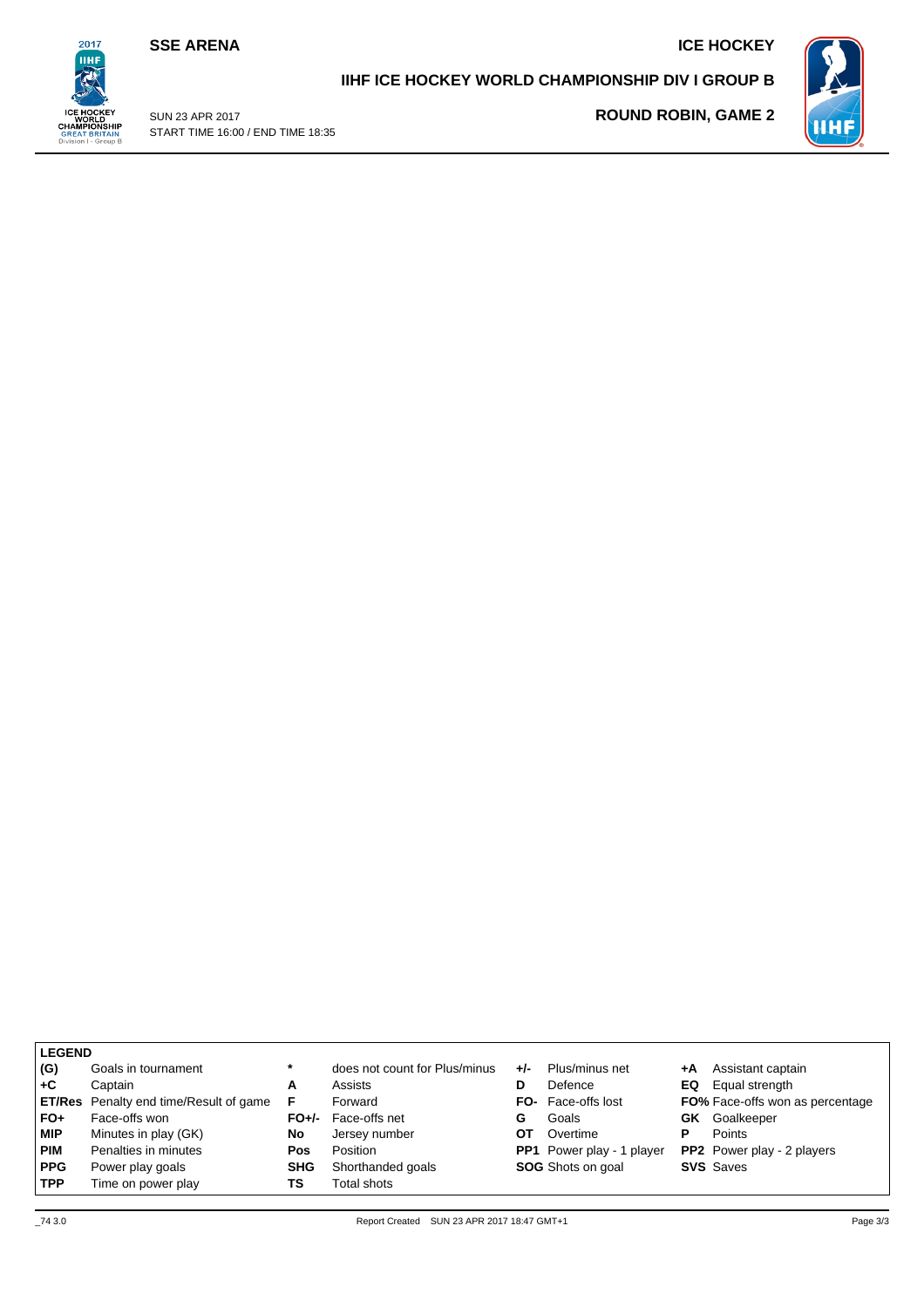**SSE ARENA** **ICE HOCKEY**

**IIHF ICE HOCKEY WORLD CHAMPIONSHIP DIV I GROUP B**

SUN 23 APR 2017
START TIME 16:00 / END TIME 18:35

**ROUND ROBIN, GAME 2**

**LEGEND**

| | | | | | | | |
|---|---|---|---|---|---|---|---|
| **(G)** | Goals in tournament | **\*** | does not count for Plus/minus | **+/-** | Plus/minus net | **+A** | Assistant captain |
| **+C** | Captain | **A** | Assists | **D** | Defence | **EQ** | Equal strength |
| **ET/Res** | Penalty end time/Result of game | **F** | Forward | **FO-** | Face-offs lost | **FO%** | Face-offs won as percentage |
| **FO+** | Face-offs won | **FO+/-** | Face-offs net | **G** | Goals | **GK** | Goalkeeper |
| **MIP** | Minutes in play (GK) | **No** | Jersey number | **OT** | Overtime | **P** | Points |
| **PIM** | Penalties in minutes | **Pos** | Position | **PP1** | Power play - 1 player | **PP2** | Power play - 2 players |
| **PPG** | Power play goals | **SHG** | Shorthanded goals | **SOG** | Shots on goal | **SVS** | Saves |
| **TPP** | Time on power play | **TS** | Total shots | | | | |

_74 3.0 Report Created SUN 23 APR 2017 18:47 GMT+1